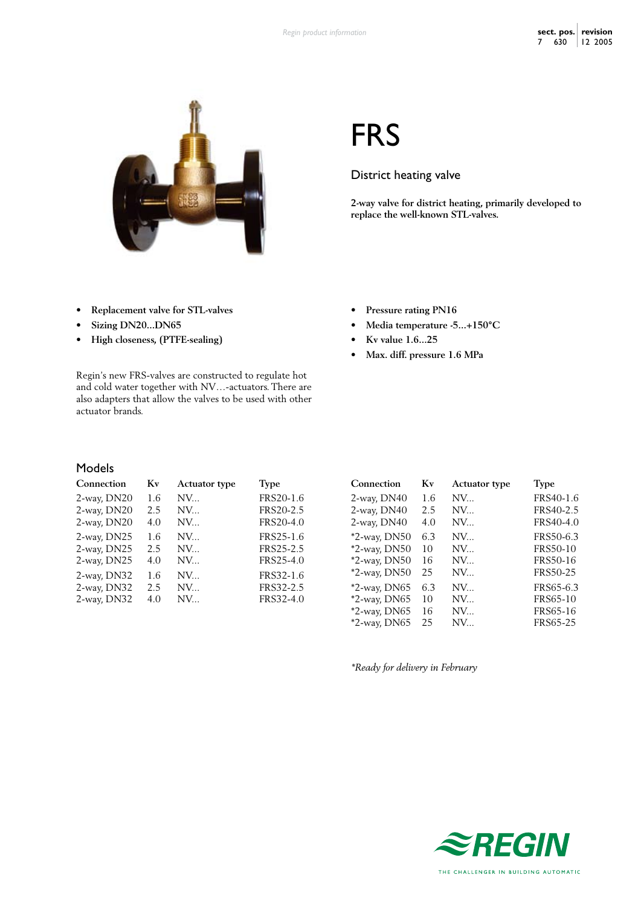# FRS

## District heating valve

**2-way valve for district heating, primarily developed to replace the well-known STL-valves.**

- **Replacement valve for STL-valves**
- **Sizing DN20...DN65**
- **High closeness, (PTFE-sealing)**
- **Pressure rating PN16**
- **Media temperature -5...+150°C**
- **Kv value 1.6...25**
- **Max. diff. pressure 1.6 MPa**

Regin's new FRS-valves are constructed to regulate hot and cold water together with NV…-actuators. There are also adapters that allow the valves to be used with other actuator brands.

## Models

| Connection | Kv | Actuator type | Type |
|---|---|---|---|
| 2-way, DN20 | 1.6 | NV... | FRS20-1.6 |
| 2-way, DN20 | 2.5 | NV... | FRS20-2.5 |
| 2-way, DN20 | 4.0 | NV... | FRS20-4.0 |
| 2-way, DN25 | 1.6 | NV... | FRS25-1.6 |
| 2-way, DN25 | 2.5 | NV... | FRS25-2.5 |
| 2-way, DN25 | 4.0 | NV... | FRS25-4.0 |
| 2-way, DN32 | 1.6 | NV... | FRS32-1.6 |
| 2-way, DN32 | 2.5 | NV... | FRS32-2.5 |
| 2-way, DN32 | 4.0 | NV... | FRS32-4.0 |
| 2-way, DN40 | 1.6 | NV... | FRS40-1.6 |
| 2-way, DN40 | 2.5 | NV... | FRS40-2.5 |
| 2-way, DN40 | 4.0 | NV... | FRS40-4.0 |
| *2-way, DN50 | 6.3 | NV... | FRS50-6.3 |
| *2-way, DN50 | 10 | NV... | FRS50-10 |
| *2-way, DN50 | 16 | NV... | FRS50-16 |
| *2-way, DN50 | 25 | NV... | FRS50-25 |
| *2-way, DN65 | 6.3 | NV... | FRS65-6.3 |
| *2-way, DN65 | 10 | NV... | FRS65-10 |
| *2-way, DN65 | 16 | NV... | FRS65-16 |
| *2-way, DN65 | 25 | NV... | FRS65-25 |

*\*Ready for delivery in February*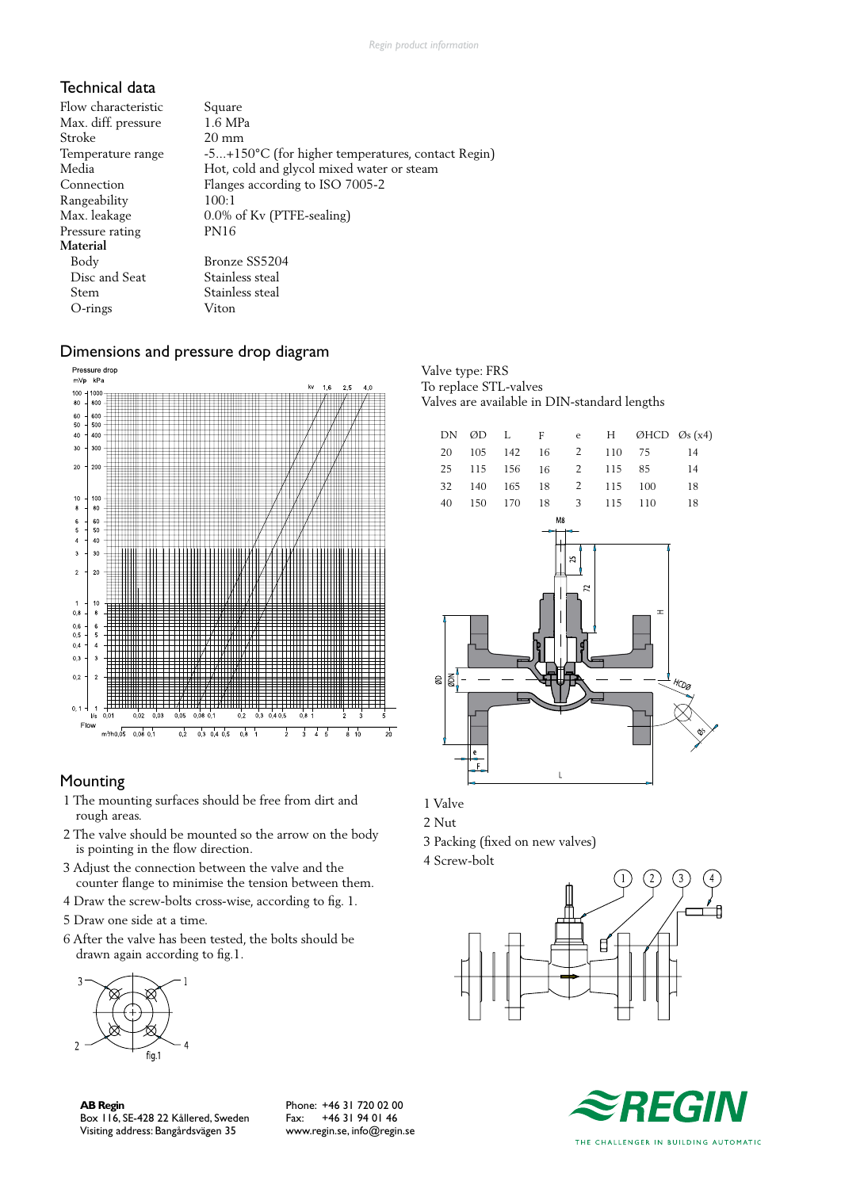## Technical data

| | |
|---|---|
| Flow characteristic | Square |
| Max. diff. pressure | 1.6 MPa |
| Stroke | 20 mm |
| Temperature range | -5...+150°C (for higher temperatures, contact Regin) |
| Media | Hot, cold and glycol mixed water or steam |
| Connection | Flanges according to ISO 7005-2 |
| Rangeability | 100:1 |
| Max. leakage | 0.0% of Kv (PTFE-sealing) |
| Pressure rating | PN16 |
| **Material** | |
| Body | Bronze SS5204 |
| Disc and Seat | Stainless steal |
| Stem | Stainless steal |
| O-rings | Viton |

## Dimensions and pressure drop diagram

Pressure drop
mVp kPa
100 1000
80 800
60 600
50 500
40 400
30 300
20 200
10 100
8 80
6 60
5 50
4 40
3 30
2 20
1 10
0,8 8
0,6 6
0,5 5
0,4 4
0,3 3
0,2 2
0,1 1
kv 1,6 2,5 4,0
l/s 0,01 0,02 0,03 0,05 0,08 0,1 0,2 0,3 0,4 0,5 0,8 1 2 3 5
Flow
m³/h 0,05 0,08 0,1 0,2 0,3 0,4 0,5 0,8 1 2 3 4 5 8 10 20

Valve type: FRS
To replace STL-valves
Valves are available in DIN-standard lengths

| DN | ØD | L | F | e | H | ØHCD | Øs (x4) |
|---|---|---|---|---|---|---|---|
| 20 | 105 | 142 | 16 | 2 | 110 | 75 | 14 |
| 25 | 115 | 156 | 16 | 2 | 115 | 85 | 14 |
| 32 | 140 | 165 | 18 | 2 | 115 | 100 | 18 |
| 40 | 150 | 170 | 18 | 3 | 115 | 110 | 18 |

M8
25
72
H
ØD
ØDN
HCDø
Øs
e
F
L

## Mounting

1 The mounting surfaces should be free from dirt and rough areas.
2 The valve should be mounted so the arrow on the body is pointing in the flow direction.
3 Adjust the connection between the valve and the counter flange to minimise the tension between them.
4 Draw the screw-bolts cross-wise, according to fig. 1.
5 Draw one side at a time.
6 After the valve has been tested, the bolts should be drawn again according to fig.1.

3 1
2 4
fig.1

1 Valve
2 Nut
3 Packing (fixed on new valves)
4 Screw-bolt

**AB Regin**
Box 116, SE-428 22 Kållered, Sweden
Visiting address: Bangårdsvägen 35

Phone: +46 31 720 02 00
Fax: +46 31 94 01 46
www.regin.se, info@regin.se

REGIN
THE CHALLENGER IN BUILDING AUTOMATIC